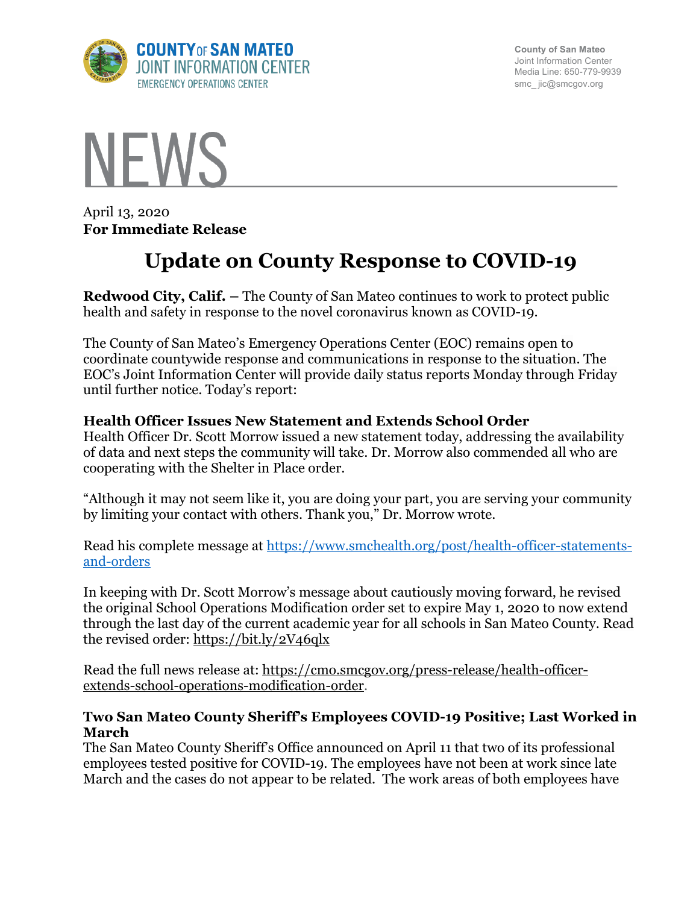**COUNTY OF SAN MATEO**
**JOINT INFORMATION CENTER**
EMERGENCY OPERATIONS CENTER

County of San Mateo
Joint Information Center
Media Line: 650-779-9939
smc_ jic@smcgov.org

# NEWS

April 13, 2020
**For Immediate Release**

# Update on County Response to COVID-19

**Redwood City, Calif. –** The County of San Mateo continues to work to protect public health and safety in response to the novel coronavirus known as COVID-19.

The County of San Mateo's Emergency Operations Center (EOC) remains open to coordinate countywide response and communications in response to the situation. The EOC's Joint Information Center will provide daily status reports Monday through Friday until further notice. Today's report:

### Health Officer Issues New Statement and Extends School Order

Health Officer Dr. Scott Morrow issued a new statement today, addressing the availability of data and next steps the community will take. Dr. Morrow also commended all who are cooperating with the Shelter in Place order.

"Although it may not seem like it, you are doing your part, you are serving your community by limiting your contact with others. Thank you," Dr. Morrow wrote.

Read his complete message at https://www.smchealth.org/post/health-officer-statements-and-orders

In keeping with Dr. Scott Morrow's message about cautiously moving forward, he revised the original School Operations Modification order set to expire May 1, 2020 to now extend through the last day of the current academic year for all schools in San Mateo County. Read the revised order: https://bit.ly/2V46qlx

Read the full news release at: https://cmo.smcgov.org/press-release/health-officer-extends-school-operations-modification-order.

### Two San Mateo County Sheriff's Employees COVID-19 Positive; Last Worked in March

The San Mateo County Sheriff's Office announced on April 11 that two of its professional employees tested positive for COVID-19. The employees have not been at work since late March and the cases do not appear to be related. The work areas of both employees have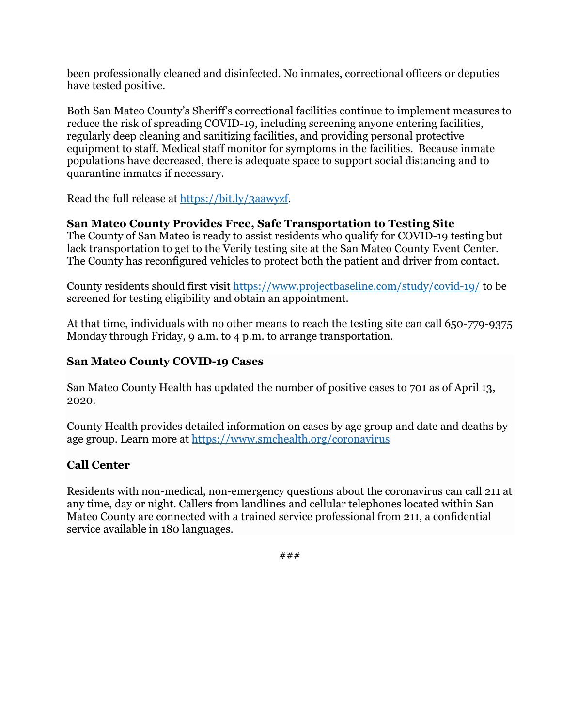been professionally cleaned and disinfected. No inmates, correctional officers or deputies have tested positive.

Both San Mateo County's Sheriff's correctional facilities continue to implement measures to reduce the risk of spreading COVID-19, including screening anyone entering facilities, regularly deep cleaning and sanitizing facilities, and providing personal protective equipment to staff. Medical staff monitor for symptoms in the facilities. Because inmate populations have decreased, there is adequate space to support social distancing and to quarantine inmates if necessary.

Read the full release at [https://bit.ly/3aawyzf](https://bit.ly/3aawyzf).

**San Mateo County Provides Free, Safe Transportation to Testing Site**

The County of San Mateo is ready to assist residents who qualify for COVID-19 testing but lack transportation to get to the Verily testing site at the San Mateo County Event Center. The County has reconfigured vehicles to protect both the patient and driver from contact.

County residents should first visit [https://www.projectbaseline.com/study/covid-19/](https://www.projectbaseline.com/study/covid-19/) to be screened for testing eligibility and obtain an appointment.

At that time, individuals with no other means to reach the testing site can call 650-779-9375 Monday through Friday, 9 a.m. to 4 p.m. to arrange transportation.

**San Mateo County COVID-19 Cases**

San Mateo County Health has updated the number of positive cases to 701 as of April 13, 2020.

County Health provides detailed information on cases by age group and date and deaths by age group. Learn more at [https://www.smchealth.org/coronavirus](https://www.smchealth.org/coronavirus)

**Call Center**

Residents with non-medical, non-emergency questions about the coronavirus can call 211 at any time, day or night. Callers from landlines and cellular telephones located within San Mateo County are connected with a trained service professional from 211, a confidential service available in 180 languages.

###